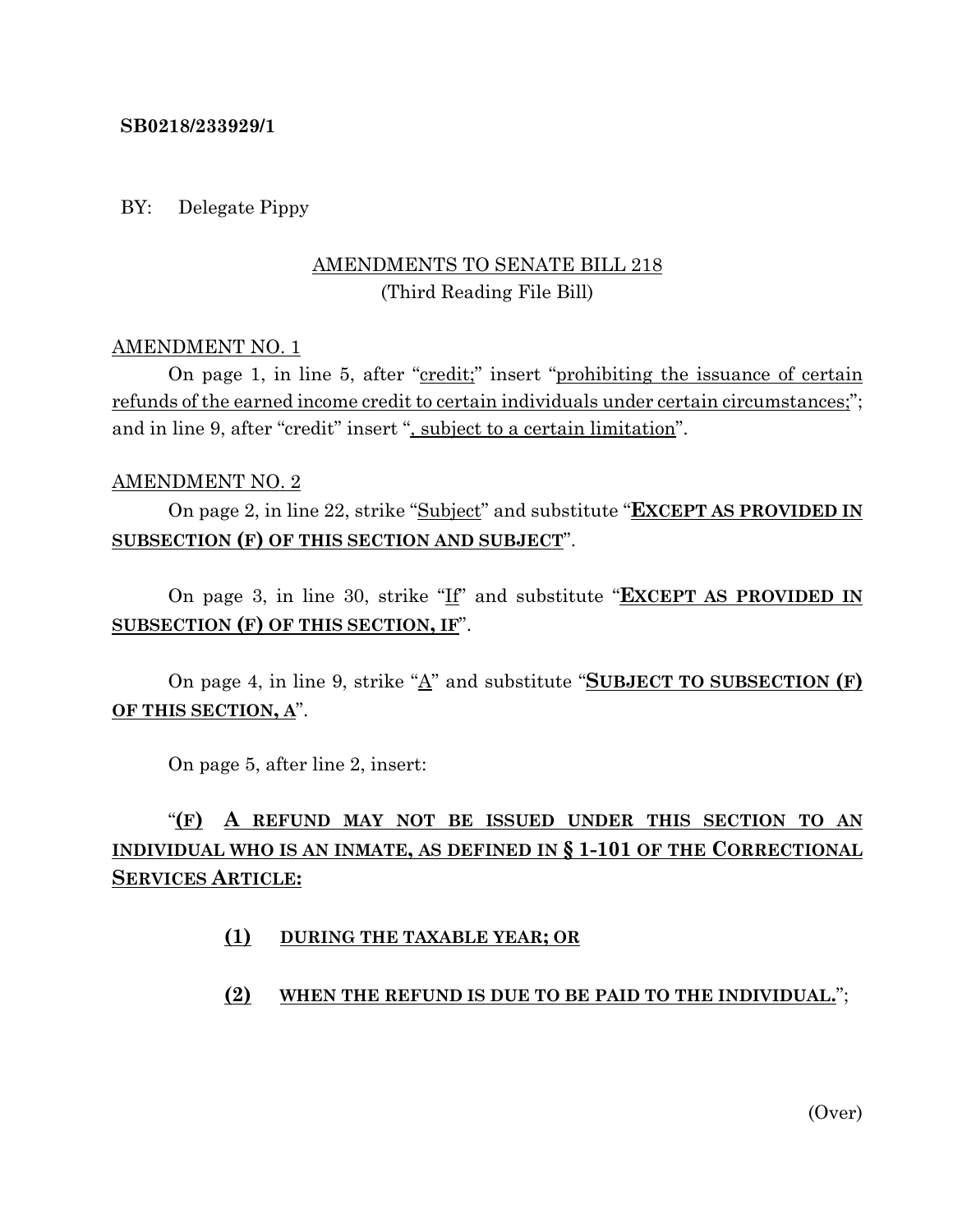**SB0218/233929/1**

BY: Delegate Pippy

AMENDMENTS TO SENATE BILL 218
(Third Reading File Bill)

AMENDMENT NO. 1

On page 1, in line 5, after "credit;" insert "prohibiting the issuance of certain refunds of the earned income credit to certain individuals under certain circumstances;"; and in line 9, after "credit" insert ", subject to a certain limitation".

AMENDMENT NO. 2

On page 2, in line 22, strike "Subject" and substitute "**EXCEPT AS PROVIDED IN SUBSECTION (F) OF THIS SECTION AND SUBJECT**".

On page 3, in line 30, strike "If" and substitute "**EXCEPT AS PROVIDED IN SUBSECTION (F) OF THIS SECTION, IF**".

On page 4, in line 9, strike "A" and substitute "**SUBJECT TO SUBSECTION (F) OF THIS SECTION, A**".

On page 5, after line 2, insert:

"**(F) A REFUND MAY NOT BE ISSUED UNDER THIS SECTION TO AN INDIVIDUAL WHO IS AN INMATE, AS DEFINED IN § 1-101 OF THE CORRECTIONAL SERVICES ARTICLE:**

**(1) DURING THE TAXABLE YEAR; OR**

**(2) WHEN THE REFUND IS DUE TO BE PAID TO THE INDIVIDUAL.**";

(Over)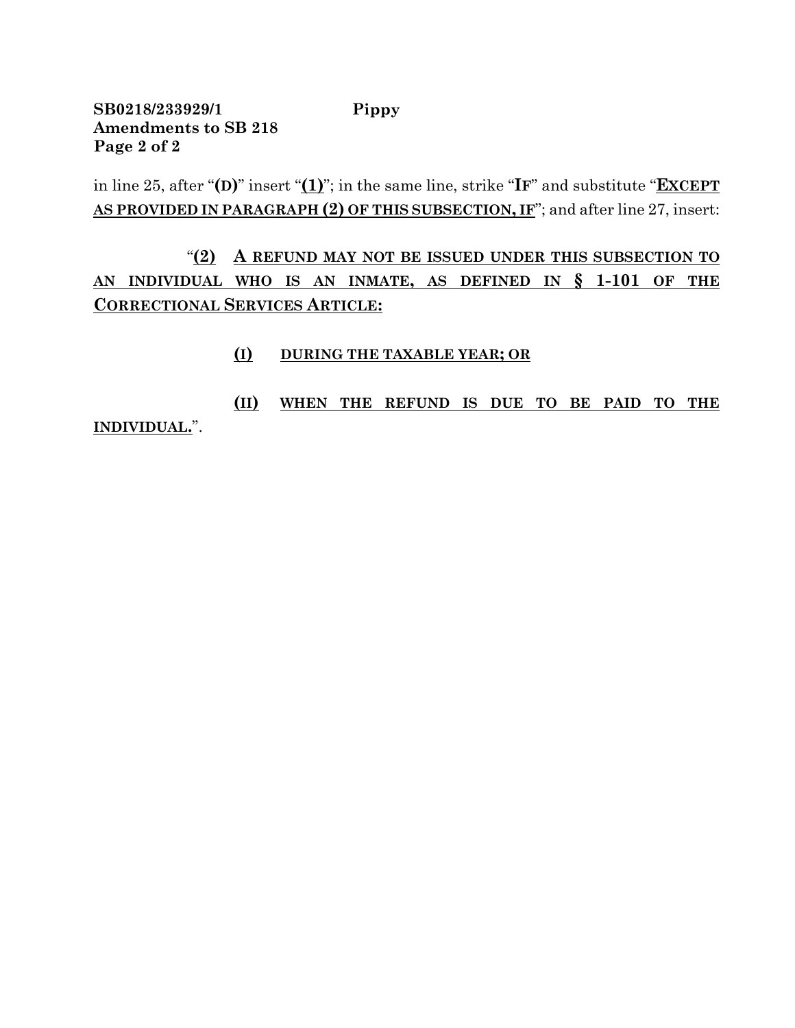in line 25, after "**(D)**" insert "**(1)**"; in the same line, strike "**IF**" and substitute "**EXCEPT AS PROVIDED IN PARAGRAPH (2) OF THIS SUBSECTION, IF**"; and after line 27, insert:

"**(2) A REFUND MAY NOT BE ISSUED UNDER THIS SUBSECTION TO AN INDIVIDUAL WHO IS AN INMATE, AS DEFINED IN § 1-101 OF THE CORRECTIONAL SERVICES ARTICLE:**

**(I) DURING THE TAXABLE YEAR; OR**

**(II) WHEN THE REFUND IS DUE TO BE PAID TO THE INDIVIDUAL.**".